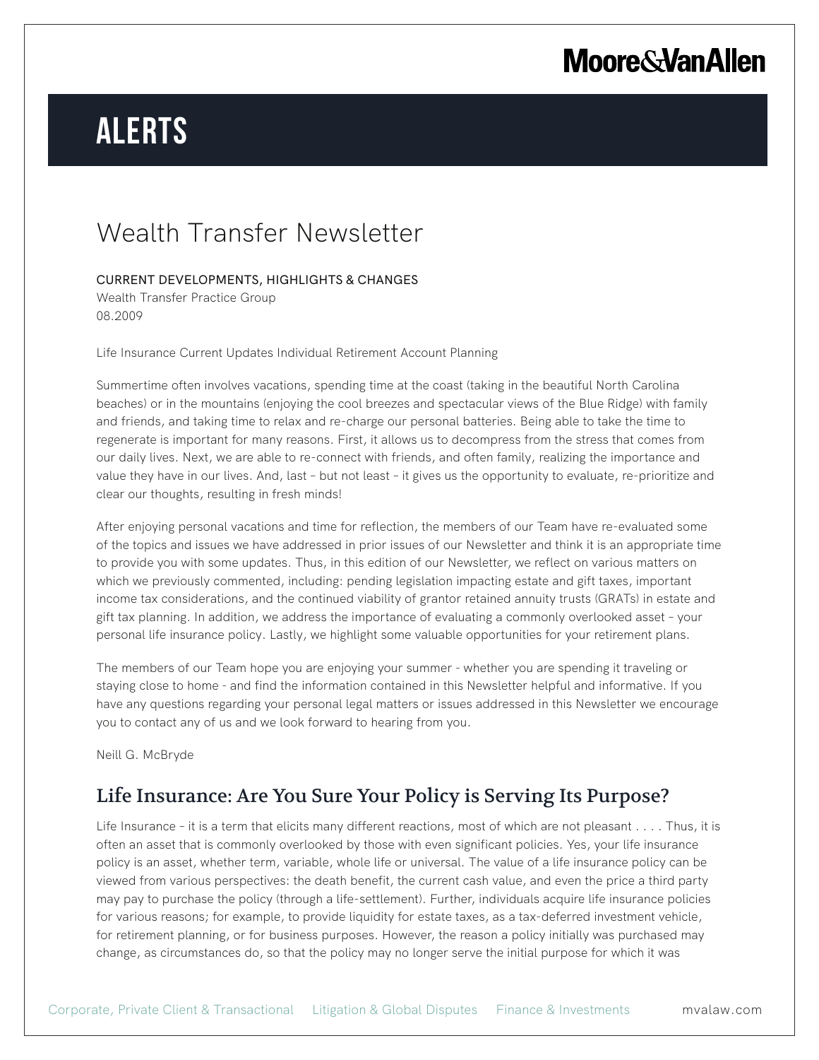# Alerts

# Wealth Transfer Newsletter

CURRENT DEVELOPMENTS, HIGHLIGHTS & CHANGES
Wealth Transfer Practice Group
08.2009

Life Insurance Current Updates Individual Retirement Account Planning

Summertime often involves vacations, spending time at the coast (taking in the beautiful North Carolina beaches) or in the mountains (enjoying the cool breezes and spectacular views of the Blue Ridge) with family and friends, and taking time to relax and re-charge our personal batteries. Being able to take the time to regenerate is important for many reasons. First, it allows us to decompress from the stress that comes from our daily lives. Next, we are able to re-connect with friends, and often family, realizing the importance and value they have in our lives. And, last – but not least – it gives us the opportunity to evaluate, re-prioritize and clear our thoughts, resulting in fresh minds!

After enjoying personal vacations and time for reflection, the members of our Team have re-evaluated some of the topics and issues we have addressed in prior issues of our Newsletter and think it is an appropriate time to provide you with some updates. Thus, in this edition of our Newsletter, we reflect on various matters on which we previously commented, including: pending legislation impacting estate and gift taxes, important income tax considerations, and the continued viability of grantor retained annuity trusts (GRATs) in estate and gift tax planning. In addition, we address the importance of evaluating a commonly overlooked asset – your personal life insurance policy. Lastly, we highlight some valuable opportunities for your retirement plans.

The members of our Team hope you are enjoying your summer - whether you are spending it traveling or staying close to home - and find the information contained in this Newsletter helpful and informative. If you have any questions regarding your personal legal matters or issues addressed in this Newsletter we encourage you to contact any of us and we look forward to hearing from you.

Neill G. McBryde

## Life Insurance: Are You Sure Your Policy is Serving Its Purpose?

Life Insurance – it is a term that elicits many different reactions, most of which are not pleasant . . . . Thus, it is often an asset that is commonly overlooked by those with even significant policies. Yes, your life insurance policy is an asset, whether term, variable, whole life or universal. The value of a life insurance policy can be viewed from various perspectives: the death benefit, the current cash value, and even the price a third party may pay to purchase the policy (through a life-settlement). Further, individuals acquire life insurance policies for various reasons; for example, to provide liquidity for estate taxes, as a tax-deferred investment vehicle, for retirement planning, or for business purposes. However, the reason a policy initially was purchased may change, as circumstances do, so that the policy may no longer serve the initial purpose for which it was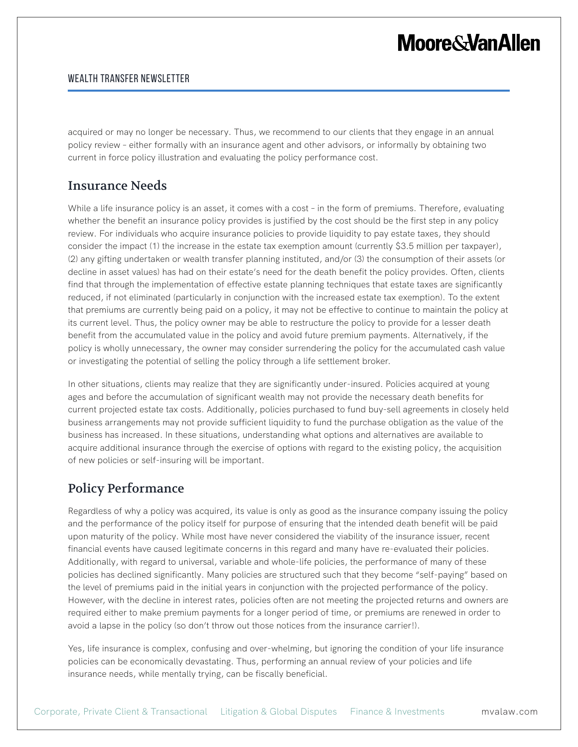acquired or may no longer be necessary. Thus, we recommend to our clients that they engage in an annual policy review – either formally with an insurance agent and other advisors, or informally by obtaining two current in force policy illustration and evaluating the policy performance cost.

## Insurance Needs

While a life insurance policy is an asset, it comes with a cost – in the form of premiums. Therefore, evaluating whether the benefit an insurance policy provides is justified by the cost should be the first step in any policy review. For individuals who acquire insurance policies to provide liquidity to pay estate taxes, they should consider the impact (1) the increase in the estate tax exemption amount (currently $3.5 million per taxpayer), (2) any gifting undertaken or wealth transfer planning instituted, and/or (3) the consumption of their assets (or decline in asset values) has had on their estate's need for the death benefit the policy provides. Often, clients find that through the implementation of effective estate planning techniques that estate taxes are significantly reduced, if not eliminated (particularly in conjunction with the increased estate tax exemption). To the extent that premiums are currently being paid on a policy, it may not be effective to continue to maintain the policy at its current level. Thus, the policy owner may be able to restructure the policy to provide for a lesser death benefit from the accumulated value in the policy and avoid future premium payments. Alternatively, if the policy is wholly unnecessary, the owner may consider surrendering the policy for the accumulated cash value or investigating the potential of selling the policy through a life settlement broker.

In other situations, clients may realize that they are significantly under-insured. Policies acquired at young ages and before the accumulation of significant wealth may not provide the necessary death benefits for current projected estate tax costs. Additionally, policies purchased to fund buy-sell agreements in closely held business arrangements may not provide sufficient liquidity to fund the purchase obligation as the value of the business has increased. In these situations, understanding what options and alternatives are available to acquire additional insurance through the exercise of options with regard to the existing policy, the acquisition of new policies or self-insuring will be important.

## Policy Performance

Regardless of why a policy was acquired, its value is only as good as the insurance company issuing the policy and the performance of the policy itself for purpose of ensuring that the intended death benefit will be paid upon maturity of the policy. While most have never considered the viability of the insurance issuer, recent financial events have caused legitimate concerns in this regard and many have re-evaluated their policies. Additionally, with regard to universal, variable and whole-life policies, the performance of many of these policies has declined significantly. Many policies are structured such that they become "self-paying" based on the level of premiums paid in the initial years in conjunction with the projected performance of the policy. However, with the decline in interest rates, policies often are not meeting the projected returns and owners are required either to make premium payments for a longer period of time, or premiums are renewed in order to avoid a lapse in the policy (so don't throw out those notices from the insurance carrier!).

Yes, life insurance is complex, confusing and over-whelming, but ignoring the condition of your life insurance policies can be economically devastating. Thus, performing an annual review of your policies and life insurance needs, while mentally trying, can be fiscally beneficial.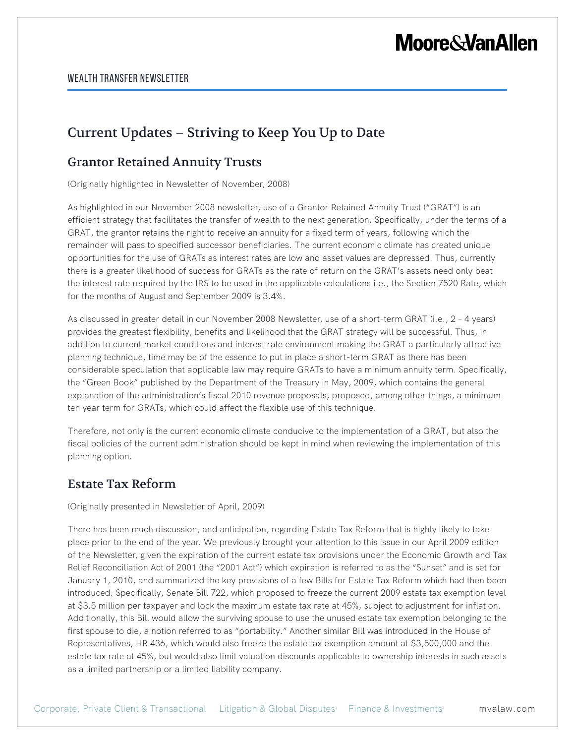# Current Updates – Striving to Keep You Up to Date

## Grantor Retained Annuity Trusts

(Originally highlighted in Newsletter of November, 2008)

As highlighted in our November 2008 newsletter, use of a Grantor Retained Annuity Trust ("GRAT") is an efficient strategy that facilitates the transfer of wealth to the next generation. Specifically, under the terms of a GRAT, the grantor retains the right to receive an annuity for a fixed term of years, following which the remainder will pass to specified successor beneficiaries. The current economic climate has created unique opportunities for the use of GRATs as interest rates are low and asset values are depressed. Thus, currently there is a greater likelihood of success for GRATs as the rate of return on the GRAT's assets need only beat the interest rate required by the IRS to be used in the applicable calculations i.e., the Section 7520 Rate, which for the months of August and September 2009 is 3.4%.

As discussed in greater detail in our November 2008 Newsletter, use of a short-term GRAT (i.e., 2 - 4 years) provides the greatest flexibility, benefits and likelihood that the GRAT strategy will be successful. Thus, in addition to current market conditions and interest rate environment making the GRAT a particularly attractive planning technique, time may be of the essence to put in place a short-term GRAT as there has been considerable speculation that applicable law may require GRATs to have a minimum annuity term. Specifically, the "Green Book" published by the Department of the Treasury in May, 2009, which contains the general explanation of the administration's fiscal 2010 revenue proposals, proposed, among other things, a minimum ten year term for GRATs, which could affect the flexible use of this technique.

Therefore, not only is the current economic climate conducive to the implementation of a GRAT, but also the fiscal policies of the current administration should be kept in mind when reviewing the implementation of this planning option.

## Estate Tax Reform

(Originally presented in Newsletter of April, 2009)

There has been much discussion, and anticipation, regarding Estate Tax Reform that is highly likely to take place prior to the end of the year. We previously brought your attention to this issue in our April 2009 edition of the Newsletter, given the expiration of the current estate tax provisions under the Economic Growth and Tax Relief Reconciliation Act of 2001 (the "2001 Act") which expiration is referred to as the "Sunset" and is set for January 1, 2010, and summarized the key provisions of a few Bills for Estate Tax Reform which had then been introduced. Specifically, Senate Bill 722, which proposed to freeze the current 2009 estate tax exemption level at $3.5 million per taxpayer and lock the maximum estate tax rate at 45%, subject to adjustment for inflation. Additionally, this Bill would allow the surviving spouse to use the unused estate tax exemption belonging to the first spouse to die, a notion referred to as "portability." Another similar Bill was introduced in the House of Representatives, HR 436, which would also freeze the estate tax exemption amount at $3,500,000 and the estate tax rate at 45%, but would also limit valuation discounts applicable to ownership interests in such assets as a limited partnership or a limited liability company.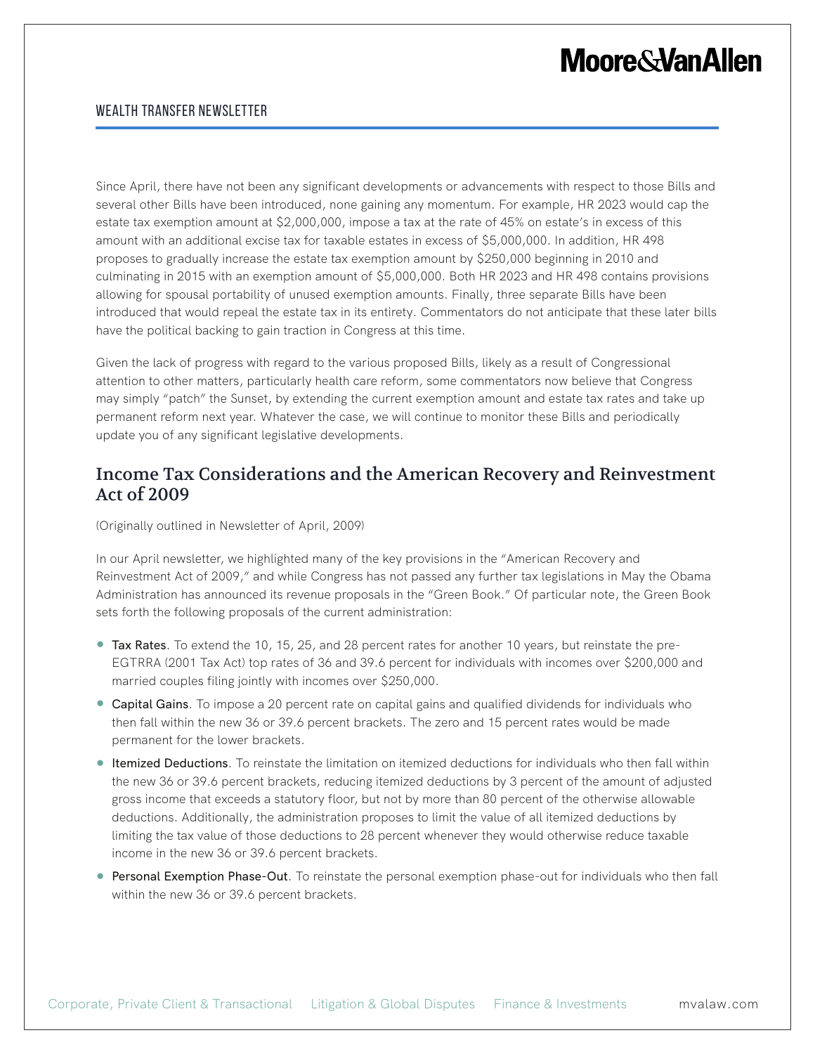Since April, there have not been any significant developments or advancements with respect to those Bills and several other Bills have been introduced, none gaining any momentum. For example, HR 2023 would cap the estate tax exemption amount at $2,000,000, impose a tax at the rate of 45% on estate's in excess of this amount with an additional excise tax for taxable estates in excess of $5,000,000. In addition, HR 498 proposes to gradually increase the estate tax exemption amount by $250,000 beginning in 2010 and culminating in 2015 with an exemption amount of $5,000,000. Both HR 2023 and HR 498 contains provisions allowing for spousal portability of unused exemption amounts. Finally, three separate Bills have been introduced that would repeal the estate tax in its entirety. Commentators do not anticipate that these later bills have the political backing to gain traction in Congress at this time.

Given the lack of progress with regard to the various proposed Bills, likely as a result of Congressional attention to other matters, particularly health care reform, some commentators now believe that Congress may simply "patch" the Sunset, by extending the current exemption amount and estate tax rates and take up permanent reform next year. Whatever the case, we will continue to monitor these Bills and periodically update you of any significant legislative developments.

## Income Tax Considerations and the American Recovery and Reinvestment Act of 2009

(Originally outlined in Newsletter of April, 2009)

In our April newsletter, we highlighted many of the key provisions in the "American Recovery and Reinvestment Act of 2009," and while Congress has not passed any further tax legislations in May the Obama Administration has announced its revenue proposals in the "Green Book." Of particular note, the Green Book sets forth the following proposals of the current administration:

- **Tax Rates**. To extend the 10, 15, 25, and 28 percent rates for another 10 years, but reinstate the pre-EGTRRA (2001 Tax Act) top rates of 36 and 39.6 percent for individuals with incomes over $200,000 and married couples filing jointly with incomes over $250,000.
- **Capital Gains**. To impose a 20 percent rate on capital gains and qualified dividends for individuals who then fall within the new 36 or 39.6 percent brackets. The zero and 15 percent rates would be made permanent for the lower brackets.
- **Itemized Deductions**. To reinstate the limitation on itemized deductions for individuals who then fall within the new 36 or 39.6 percent brackets, reducing itemized deductions by 3 percent of the amount of adjusted gross income that exceeds a statutory floor, but not by more than 80 percent of the otherwise allowable deductions. Additionally, the administration proposes to limit the value of all itemized deductions by limiting the tax value of those deductions to 28 percent whenever they would otherwise reduce taxable income in the new 36 or 39.6 percent brackets.
- **Personal Exemption Phase-Out**. To reinstate the personal exemption phase-out for individuals who then fall within the new 36 or 39.6 percent brackets.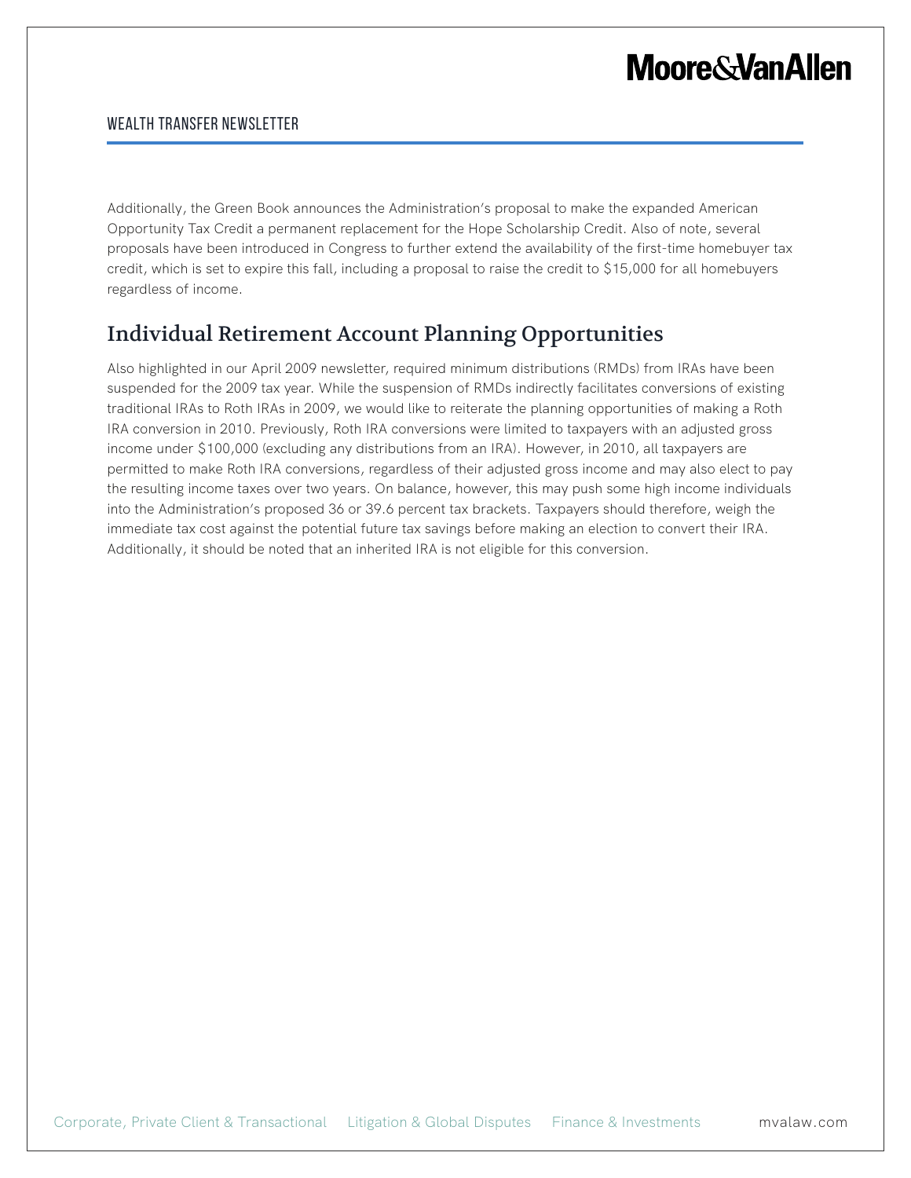Additionally, the Green Book announces the Administration's proposal to make the expanded American Opportunity Tax Credit a permanent replacement for the Hope Scholarship Credit. Also of note, several proposals have been introduced in Congress to further extend the availability of the first-time homebuyer tax credit, which is set to expire this fall, including a proposal to raise the credit to $15,000 for all homebuyers regardless of income.

## Individual Retirement Account Planning Opportunities

Also highlighted in our April 2009 newsletter, required minimum distributions (RMDs) from IRAs have been suspended for the 2009 tax year. While the suspension of RMDs indirectly facilitates conversions of existing traditional IRAs to Roth IRAs in 2009, we would like to reiterate the planning opportunities of making a Roth IRA conversion in 2010. Previously, Roth IRA conversions were limited to taxpayers with an adjusted gross income under $100,000 (excluding any distributions from an IRA). However, in 2010, all taxpayers are permitted to make Roth IRA conversions, regardless of their adjusted gross income and may also elect to pay the resulting income taxes over two years. On balance, however, this may push some high income individuals into the Administration's proposed 36 or 39.6 percent tax brackets. Taxpayers should therefore, weigh the immediate tax cost against the potential future tax savings before making an election to convert their IRA. Additionally, it should be noted that an inherited IRA is not eligible for this conversion.